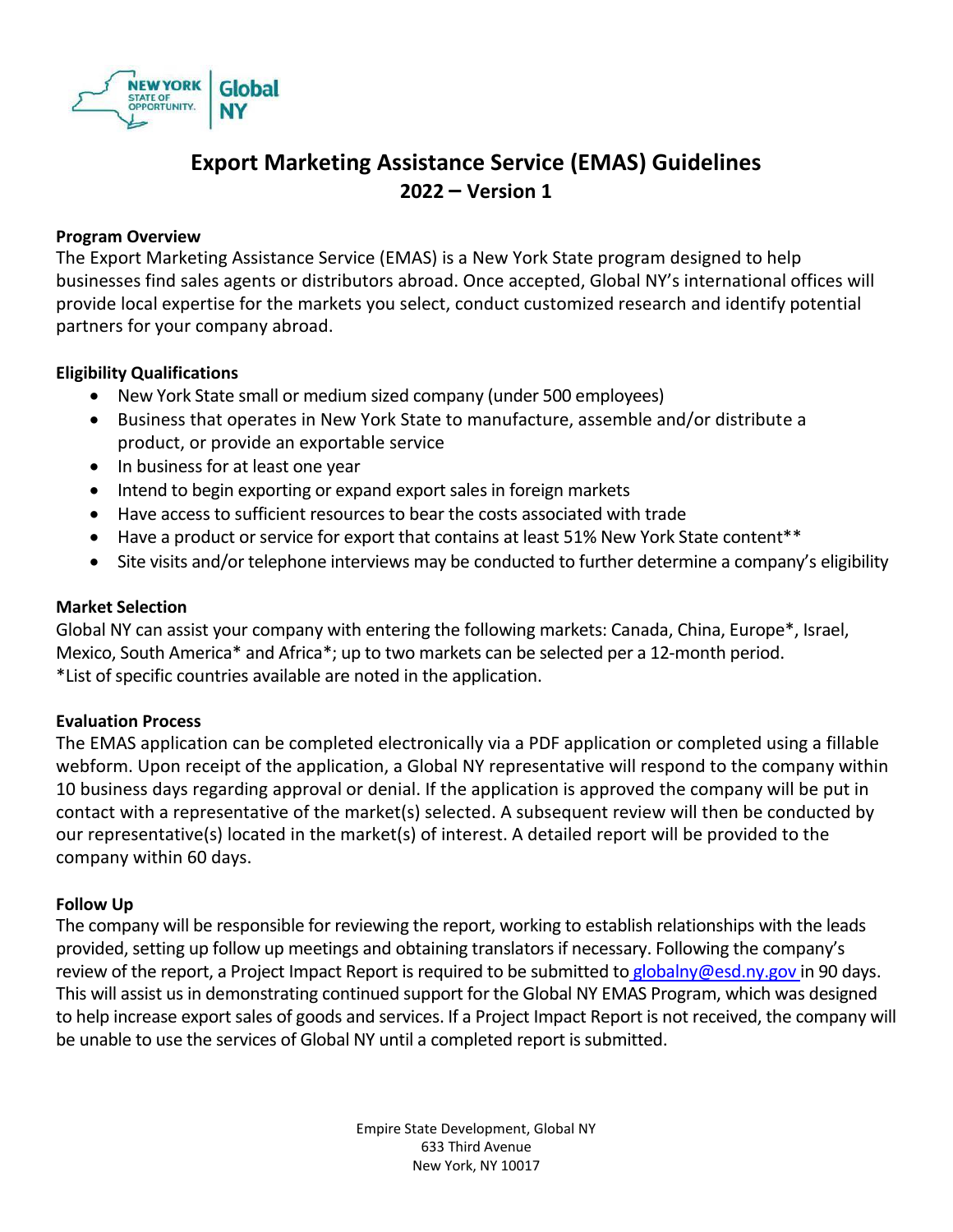# Export Marketing Assistance Service (EMAS) Guidelines
## 2022 – Version 1

**Program Overview**

The Export Marketing Assistance Service (EMAS) is a New York State program designed to help businesses find sales agents or distributors abroad. Once accepted, Global NY's international offices will provide local expertise for the markets you select, conduct customized research and identify potential partners for your company abroad.

**Eligibility Qualifications**

- New York State small or medium sized company (under 500 employees)
- Business that operates in New York State to manufacture, assemble and/or distribute a product, or provide an exportable service
- In business for at least one year
- Intend to begin exporting or expand export sales in foreign markets
- Have access to sufficient resources to bear the costs associated with trade
- Have a product or service for export that contains at least 51% New York State content**
- Site visits and/or telephone interviews may be conducted to further determine a company's eligibility

**Market Selection**

Global NY can assist your company with entering the following markets: Canada, China, Europe*, Israel, Mexico, South America* and Africa*; up to two markets can be selected per a 12-month period.
*List of specific countries available are noted in the application.

**Evaluation Process**

The EMAS application can be completed electronically via a PDF application or completed using a fillable webform. Upon receipt of the application, a Global NY representative will respond to the company within 10 business days regarding approval or denial. If the application is approved the company will be put in contact with a representative of the market(s) selected. A subsequent review will then be conducted by our representative(s) located in the market(s) of interest. A detailed report will be provided to the company within 60 days.

**Follow Up**

The company will be responsible for reviewing the report, working to establish relationships with the leads provided, setting up follow up meetings and obtaining translators if necessary. Following the company's review of the report, a Project Impact Report is required to be submitted to globalny@esd.ny.gov in 90 days. This will assist us in demonstrating continued support for the Global NY EMAS Program, which was designed to help increase export sales of goods and services. If a Project Impact Report is not received, the company will be unable to use the services of Global NY until a completed report is submitted.

Empire State Development, Global NY
633 Third Avenue
New York, NY 10017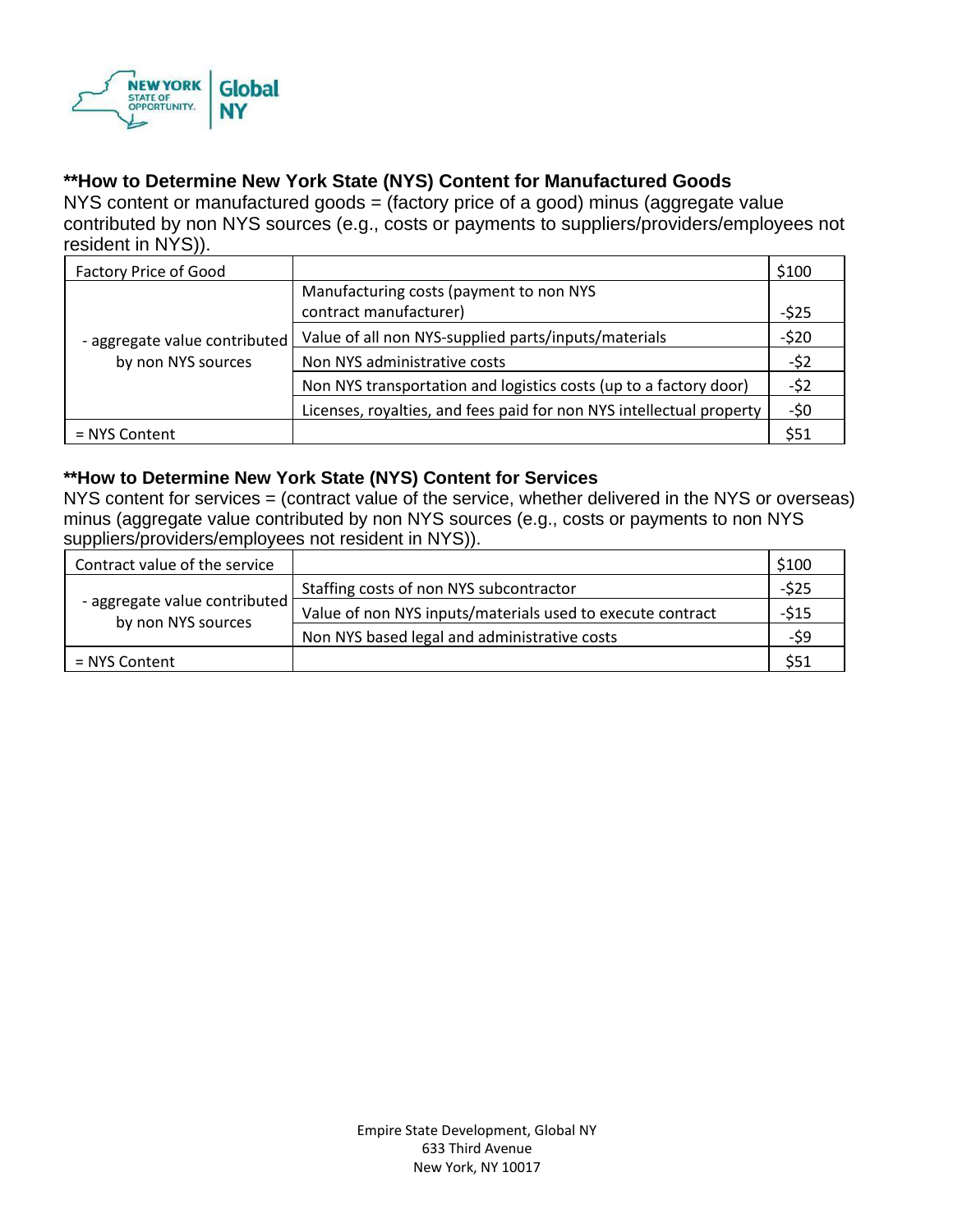## **How to Determine New York State (NYS) Content for Manufactured Goods

NYS content or manufactured goods = (factory price of a good) minus (aggregate value contributed by non NYS sources (e.g., costs or payments to suppliers/providers/employees not resident in NYS)).

| Factory Price of Good | | $100 |
|---|---|---|
| - aggregate value contributed by non NYS sources | Manufacturing costs (payment to non NYS contract manufacturer) | -$25 |
| | Value of all non NYS-supplied parts/inputs/materials | -$20 |
| | Non NYS administrative costs | -$2 |
| | Non NYS transportation and logistics costs (up to a factory door) | -$2 |
| | Licenses, royalties, and fees paid for non NYS intellectual property | -$0 |
| = NYS Content | | $51 |

## **How to Determine New York State (NYS) Content for Services

NYS content for services = (contract value of the service, whether delivered in the NYS or overseas) minus (aggregate value contributed by non NYS sources (e.g., costs or payments to non NYS suppliers/providers/employees not resident in NYS)).

| Contract value of the service | | $100 |
|---|---|---|
| - aggregate value contributed by non NYS sources | Staffing costs of non NYS subcontractor | -$25 |
| | Value of non NYS inputs/materials used to execute contract | -$15 |
| | Non NYS based legal and administrative costs | -$9 |
| = NYS Content | | $51 |

Empire State Development, Global NY
633 Third Avenue
New York, NY 10017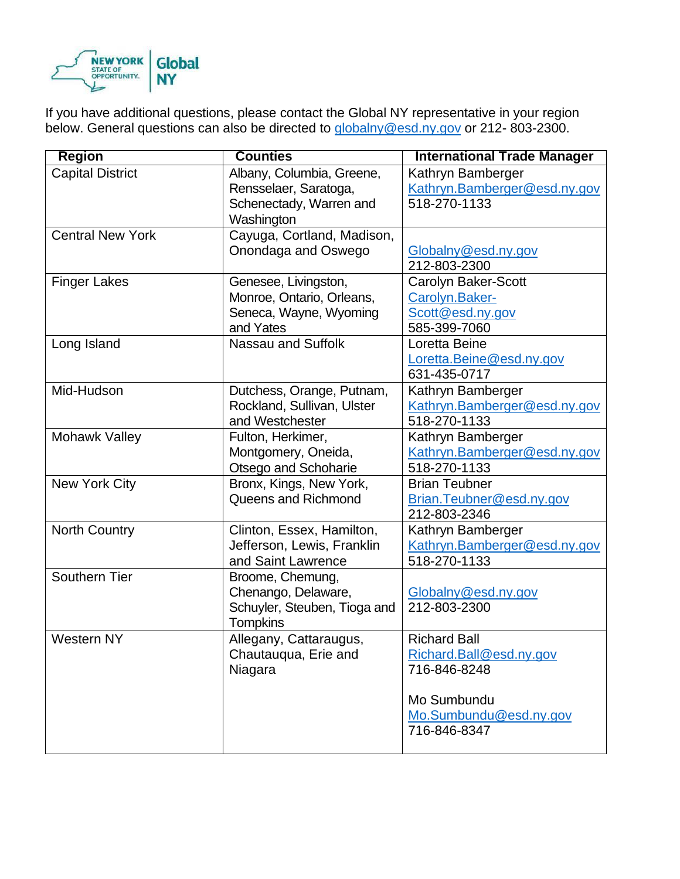If you have additional questions, please contact the Global NY representative in your region below. General questions can also be directed to globalny@esd.ny.gov or 212- 803-2300.

| Region | Counties | International Trade Manager |
|---|---|---|
| Capital District | Albany, Columbia, Greene, Rensselaer, Saratoga, Schenectady, Warren and Washington | Kathryn Bamberger<br>Kathryn.Bamberger@esd.ny.gov<br>518-270-1133 |
| Central New York | Cayuga, Cortland, Madison, Onondaga and Oswego | Globalny@esd.ny.gov<br>212-803-2300 |
| Finger Lakes | Genesee, Livingston, Monroe, Ontario, Orleans, Seneca, Wayne, Wyoming and Yates | Carolyn Baker-Scott<br>Carolyn.Baker-Scott@esd.ny.gov<br>585-399-7060 |
| Long Island | Nassau and Suffolk | Loretta Beine<br>Loretta.Beine@esd.ny.gov<br>631-435-0717 |
| Mid-Hudson | Dutchess, Orange, Putnam, Rockland, Sullivan, Ulster and Westchester | Kathryn Bamberger<br>Kathryn.Bamberger@esd.ny.gov<br>518-270-1133 |
| Mohawk Valley | Fulton, Herkimer, Montgomery, Oneida, Otsego and Schoharie | Kathryn Bamberger<br>Kathryn.Bamberger@esd.ny.gov<br>518-270-1133 |
| New York City | Bronx, Kings, New York, Queens and Richmond | Brian Teubner<br>Brian.Teubner@esd.ny.gov<br>212-803-2346 |
| North Country | Clinton, Essex, Hamilton, Jefferson, Lewis, Franklin and Saint Lawrence | Kathryn Bamberger<br>Kathryn.Bamberger@esd.ny.gov<br>518-270-1133 |
| Southern Tier | Broome, Chemung, Chenango, Delaware, Schuyler, Steuben, Tioga and Tompkins | Globalny@esd.ny.gov<br>212-803-2300 |
| Western NY | Allegany, Cattaraugus, Chautauqua, Erie and Niagara | Richard Ball<br>Richard.Ball@esd.ny.gov<br>716-846-8248<br><br>Mo Sumbundu<br>Mo.Sumbundu@esd.ny.gov<br>716-846-8347 |